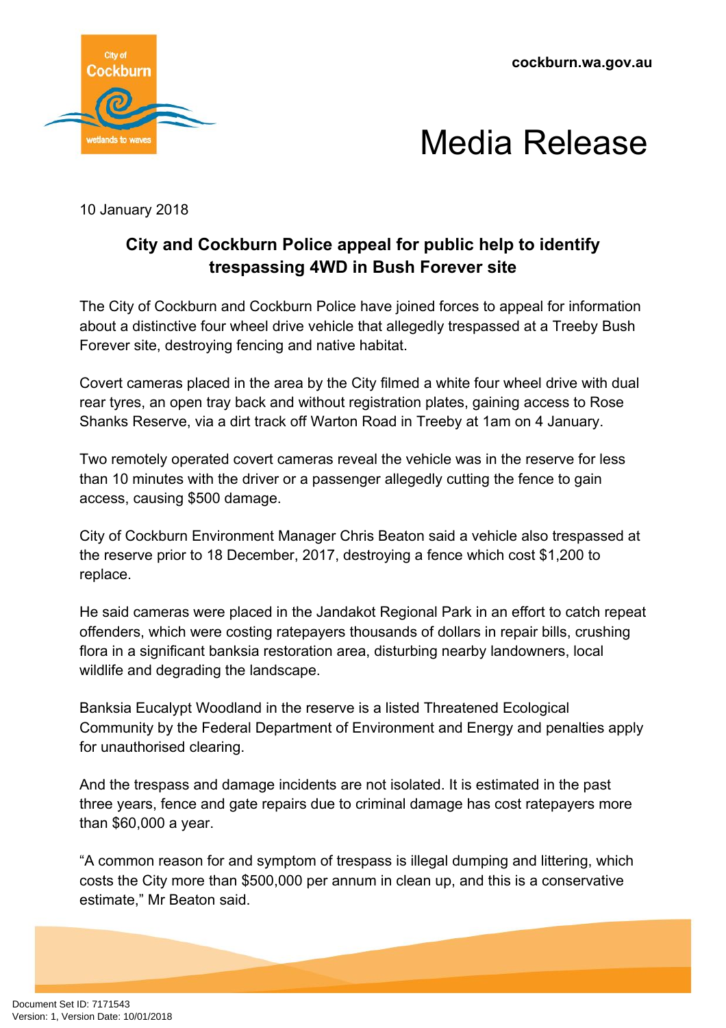cockburn.wa.gov.au

# Media Release

10 January 2018

## City and Cockburn Police appeal for public help to identify trespassing 4WD in Bush Forever site

The City of Cockburn and Cockburn Police have joined forces to appeal for information about a distinctive four wheel drive vehicle that allegedly trespassed at a Treeby Bush Forever site, destroying fencing and native habitat.

Covert cameras placed in the area by the City filmed a white four wheel drive with dual rear tyres, an open tray back and without registration plates, gaining access to Rose Shanks Reserve, via a dirt track off Warton Road in Treeby at 1am on 4 January.

Two remotely operated covert cameras reveal the vehicle was in the reserve for less than 10 minutes with the driver or a passenger allegedly cutting the fence to gain access, causing $500 damage.

City of Cockburn Environment Manager Chris Beaton said a vehicle also trespassed at the reserve prior to 18 December, 2017, destroying a fence which cost $1,200 to replace.

He said cameras were placed in the Jandakot Regional Park in an effort to catch repeat offenders, which were costing ratepayers thousands of dollars in repair bills, crushing flora in a significant banksia restoration area, disturbing nearby landowners, local wildlife and degrading the landscape.

Banksia Eucalypt Woodland in the reserve is a listed Threatened Ecological Community by the Federal Department of Environment and Energy and penalties apply for unauthorised clearing.

And the trespass and damage incidents are not isolated. It is estimated in the past three years, fence and gate repairs due to criminal damage has cost ratepayers more than $60,000 a year.

“A common reason for and symptom of trespass is illegal dumping and littering, which costs the City more than $500,000 per annum in clean up, and this is a conservative estimate,” Mr Beaton said.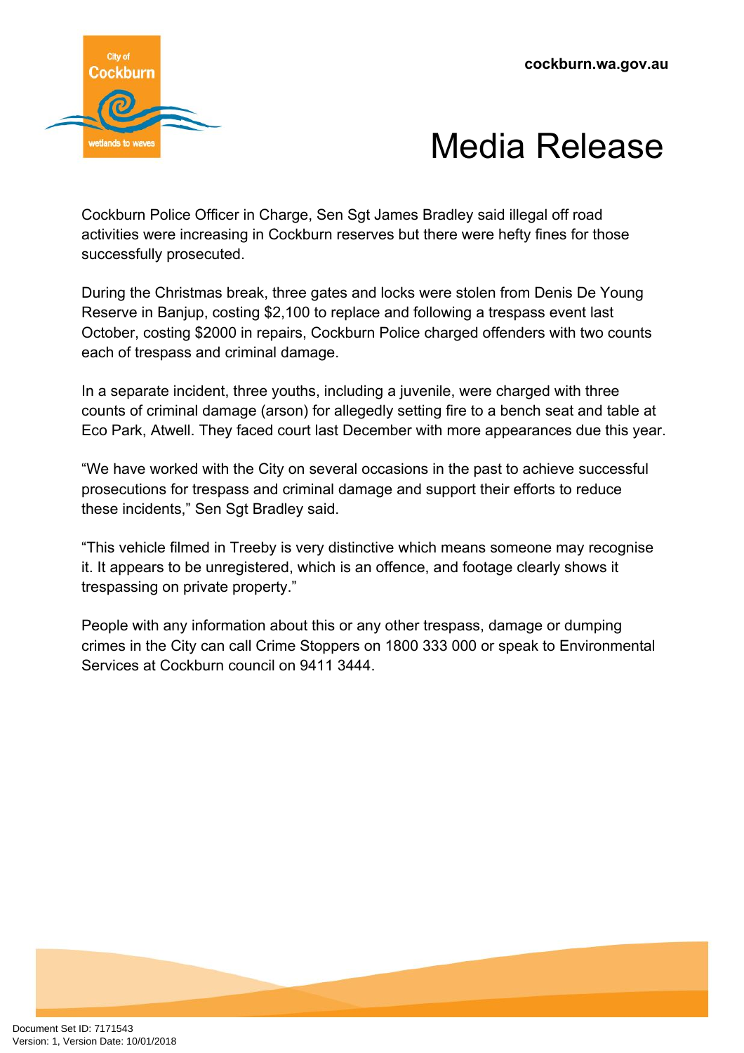# Media Release

Cockburn Police Officer in Charge, Sen Sgt James Bradley said illegal off road activities were increasing in Cockburn reserves but there were hefty fines for those successfully prosecuted.

During the Christmas break, three gates and locks were stolen from Denis De Young Reserve in Banjup, costing $2,100 to replace and following a trespass event last October, costing $2000 in repairs, Cockburn Police charged offenders with two counts each of trespass and criminal damage.

In a separate incident, three youths, including a juvenile, were charged with three counts of criminal damage (arson) for allegedly setting fire to a bench seat and table at Eco Park, Atwell. They faced court last December with more appearances due this year.

“We have worked with the City on several occasions in the past to achieve successful prosecutions for trespass and criminal damage and support their efforts to reduce these incidents,” Sen Sgt Bradley said.

“This vehicle filmed in Treeby is very distinctive which means someone may recognise it. It appears to be unregistered, which is an offence, and footage clearly shows it trespassing on private property.”

People with any information about this or any other trespass, damage or dumping crimes in the City can call Crime Stoppers on 1800 333 000 or speak to Environmental Services at Cockburn council on 9411 3444.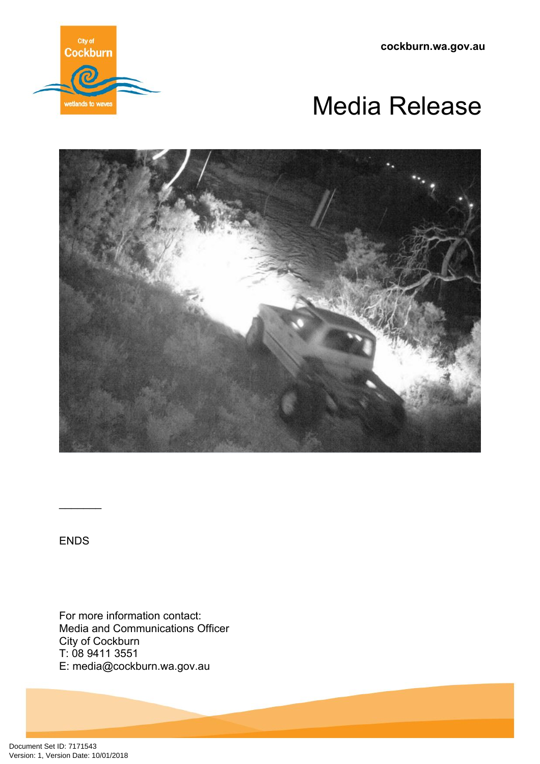cockburn.wa.gov.au

# Media Release

_______

ENDS

For more information contact:
Media and Communications Officer
City of Cockburn
T: 08 9411 3551
E: media@cockburn.wa.gov.au

Document Set ID: 7171543
Version: 1, Version Date: 10/01/2018